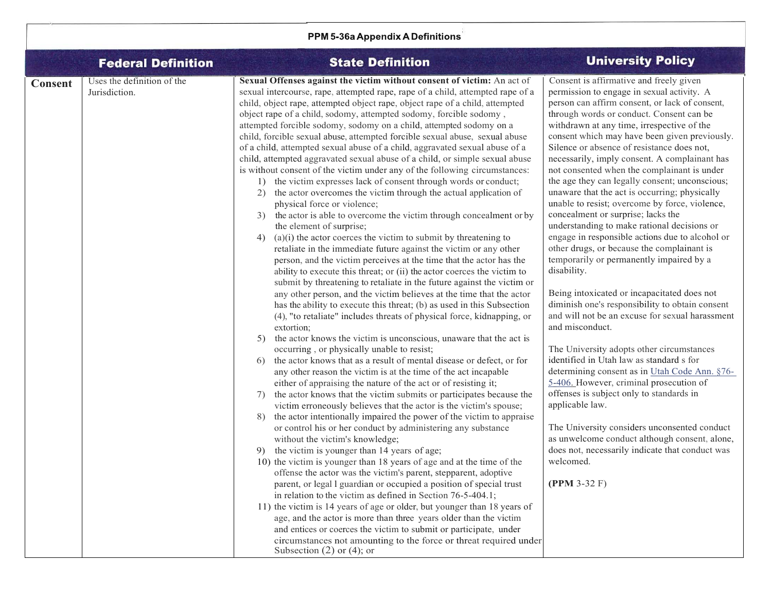## PPM 5-36a Appendix A Definitions

| | Federal Definition | State Definition | University Policy |
|---|---|---|---|
| **Consent** | Uses the definition of the Jurisdiction. | **Sexual Offenses against the victim without consent of victim:** An act of sexual intercourse, rape, attempted rape, rape of a child, attempted rape of a child, object rape, attempted object rape, object rape of a child, attempted object rape of a child, sodomy, attempted sodomy, forcible sodomy , attempted forcible sodomy, sodomy on a child, attempted sodomy on a child, forcible sexual abuse, attempted forcible sexual abuse, sexual abuse of a child, attempted sexual abuse of a child, aggravated sexual abuse of a child, attempted aggravated sexual abuse of a child, or simple sexual abuse is without consent of the victim under any of the following circumstances:<br>1) the victim expresses lack of consent through words or conduct;<br>2) the actor overcomes the victim through the actual application of physical force or violence;<br>3) the actor is able to overcome the victim through concealment or by the element of surprise;<br>4) (a)(i) the actor coerces the victim to submit by threatening to retaliate in the immediate future against the victim or any other person, and the victim perceives at the time that the actor has the ability to execute this threat; or (ii) the actor coerces the victim to submit by threatening to retaliate in the future against the victim or any other person, and the victim believes at the time that the actor has the ability to execute this threat; (b) as used in this Subsection (4), "to retaliate" includes threats of physical force, kidnapping, or extortion;<br>5) the actor knows the victim is unconscious, unaware that the act is occurring , or physically unable to resist;<br>6) the actor knows that as a result of mental disease or defect, or for any other reason the victim is at the time of the act incapable either of appraising the nature of the act or of resisting it;<br>7) the actor knows that the victim submits or participates because the victim erroneously believes that the actor is the victim's spouse;<br>8) the actor intentionally impaired the power of the victim to appraise or control his or her conduct by administering any substance without the victim's knowledge;<br>9) the victim is younger than 14 years of age;<br>10) the victim is younger than 18 years of age and at the time of the offense the actor was the victim's parent, stepparent, adoptive parent, or legal l guardian or occupied a position of special trust in relation to the victim as defined in Section 76-5-404.1;<br>11) the victim is 14 years of age or older, but younger than 18 years of age, and the actor is more than three years older than the victim and entices or coerces the victim to submit or participate, under circumstances not amounting to the force or threat required under Subsection (2) or (4); or | Consent is affirmative and freely given permission to engage in sexual activity. A person can affirm consent, or lack of consent, through words or conduct. Consent can be withdrawn at any time, irrespective of the consent which may have been given previously. Silence or absence of resistance does not, necessarily, imply consent. A complainant has not consented when the complainant is under the age they can legally consent; unconscious; unaware that the act is occurring; physically unable to resist; overcome by force, violence, concealment or surprise; lacks the understanding to make rational decisions or engage in responsible actions due to alcohol or other drugs, or because the complainant is temporarily or permanently impaired by a disability.<br><br>Being intoxicated or incapacitated does not diminish one's responsibility to obtain consent and will not be an excuse for sexual harassment and misconduct.<br><br>The University adopts other circumstances identified in Utah law as standard s for determining consent as in Utah Code Ann. §76-5-406. However, criminal prosecution of offenses is subject only to standards in applicable law.<br><br>The University considers unconsented conduct as unwelcome conduct although consent, alone, does not, necessarily indicate that conduct was welcomed.<br><br>**(PPM** 3-32 F) |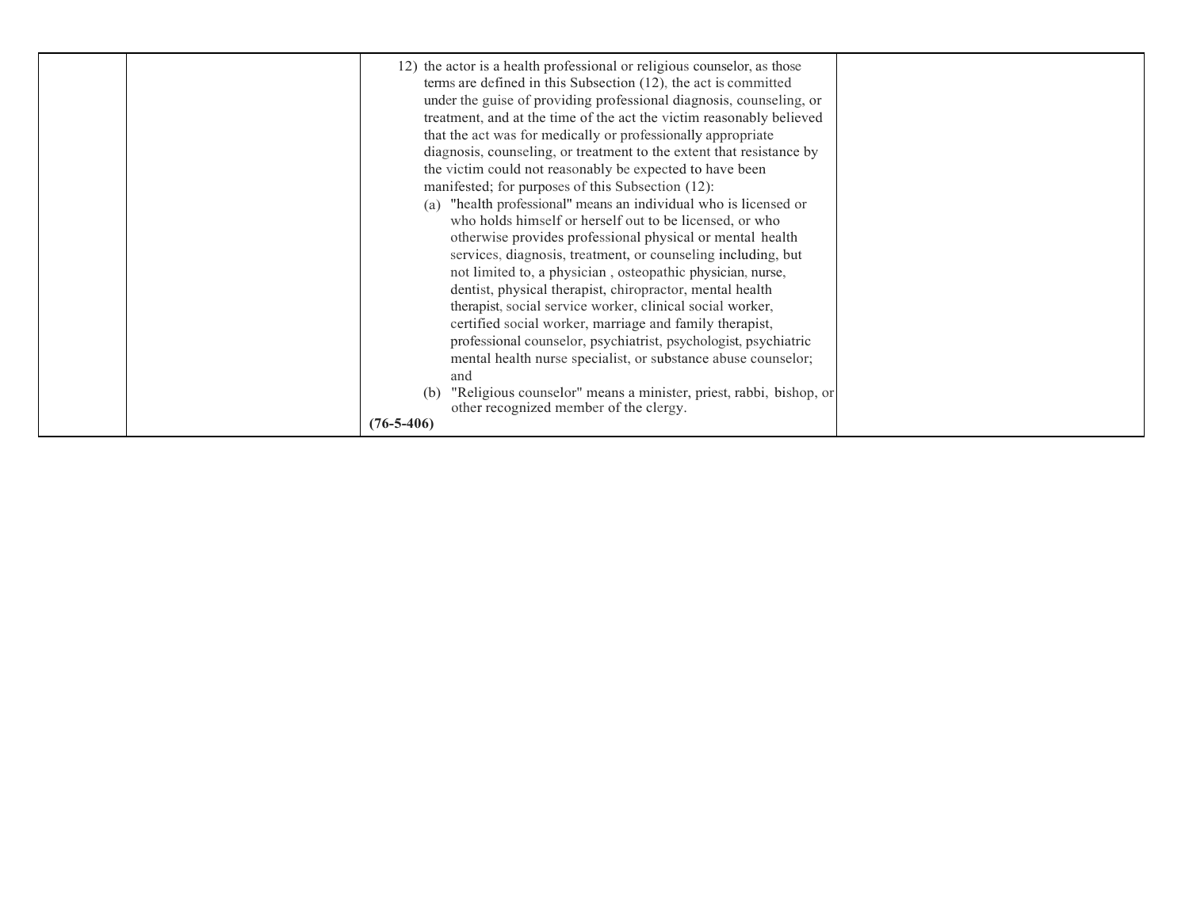|  |  | 12) the actor is a health professional or religious counselor, as those terms are defined in this Subsection (12), the act is committed under the guise of providing professional diagnosis, counseling, or treatment, and at the time of the act the victim reasonably believed that the act was for medically or professionally appropriate diagnosis, counseling, or treatment to the extent that resistance by the victim could not reasonably be expected to have been manifested; for purposes of this Subsection (12):<br>(a) "health professional" means an individual who is licensed or who holds himself or herself out to be licensed, or who otherwise provides professional physical or mental health services, diagnosis, treatment, or counseling including, but not limited to, a physician , osteopathic physician, nurse, dentist, physical therapist, chiropractor, mental health therapist, social service worker, clinical social worker, certified social worker, marriage and family therapist, professional counselor, psychiatrist, psychologist, psychiatric mental health nurse specialist, or substance abuse counselor; and<br>(b) "Religious counselor" means a minister, priest, rabbi, bishop, or other recognized member of the clergy.<br>**(76-5-406)** |  |
|---|---|---|---|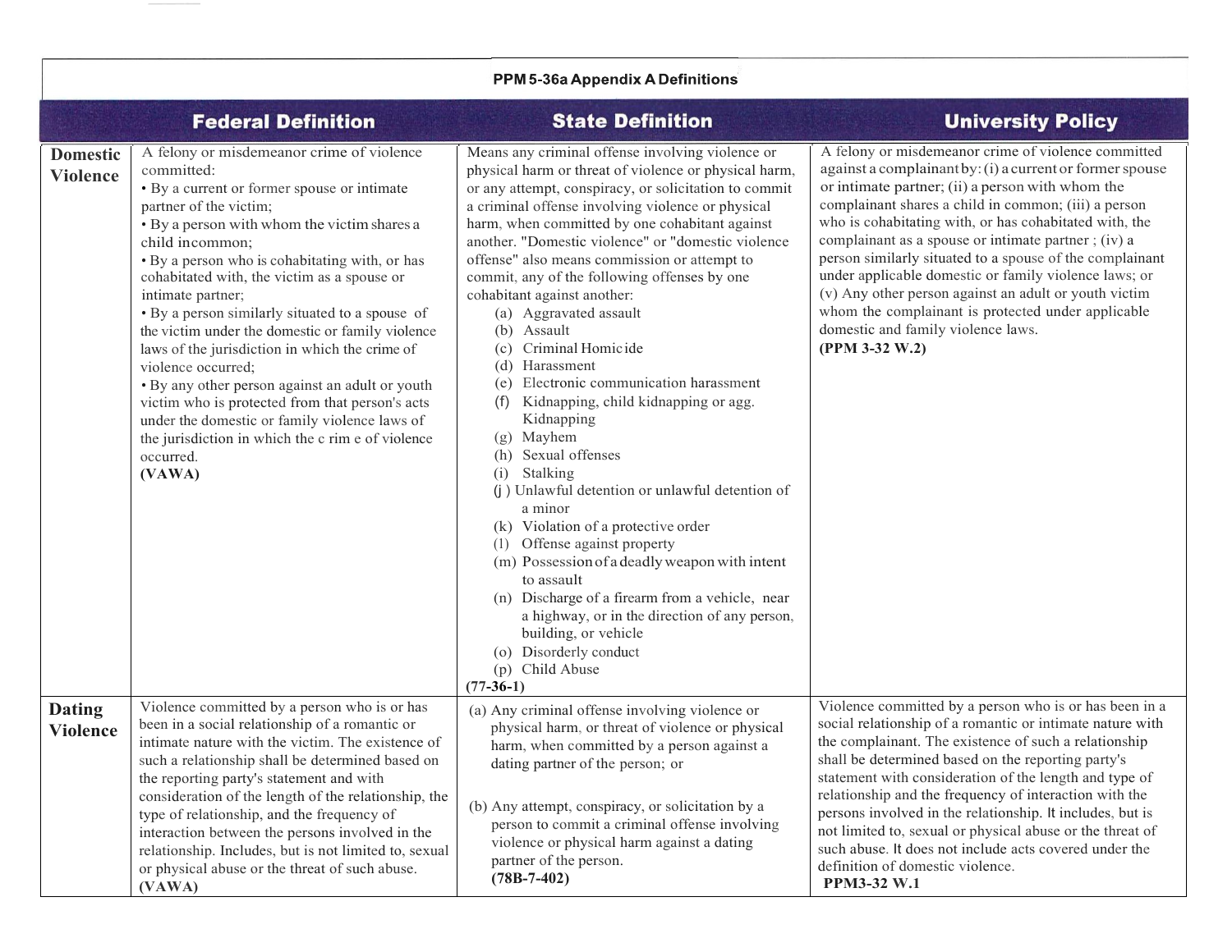### PPM 5-36a Appendix A Definitions

| | Federal Definition | State Definition | University Policy |
|---|---|---|---|
| **Domestic Violence** | A felony or misdemeanor crime of violence committed:<br>• By a current or former spouse or intimate partner of the victim;<br>• By a person with whom the victim shares a child incommon;<br>• By a person who is cohabitating with, or has cohabitated with, the victim as a spouse or intimate partner;<br>• By a person similarly situated to a spouse of the victim under the domestic or family violence laws of the jurisdiction in which the crime of violence occurred;<br>• By any other person against an adult or youth victim who is protected from that person's acts under the domestic or family violence laws of the jurisdiction in which the c rim e of violence occurred.<br>**(VAWA)** | Means any criminal offense involving violence or physical harm or threat of violence or physical harm, or any attempt, conspiracy, or solicitation to commit a criminal offense involving violence or physical harm, when committed by one cohabitant against another. "Domestic violence" or "domestic violence offense" also means commission or attempt to commit, any of the following offenses by one cohabitant against another:<br>(a) Aggravated assault<br>(b) Assault<br>(c) Criminal Homicide<br>(d) Harassment<br>(e) Electronic communication harassment<br>(f) Kidnapping, child kidnapping or agg. Kidnapping<br>(g) Mayhem<br>(h) Sexual offenses<br>(i) Stalking<br>(j ) Unlawful detention or unlawful detention of a minor<br>(k) Violation of a protective order<br>(l) Offense against property<br>(m) Possession of a deadly weapon with intent to assault<br>(n) Discharge of a firearm from a vehicle, near a highway, or in the direction of any person, building, or vehicle<br>(o) Disorderly conduct<br>(p) Child Abuse<br>**(77-36-1)** | A felony or misdemeanor crime of violence committed against a complainant by: (i) a current or former spouse or intimate partner; (ii) a person with whom the complainant shares a child in common; (iii) a person who is cohabitating with, or has cohabitated with, the complainant as a spouse or intimate partner ; (iv) a person similarly situated to a spouse of the complainant under applicable domestic or family violence laws; or (v) Any other person against an adult or youth victim whom the complainant is protected under applicable domestic and family violence laws.<br>**(PPM 3-32 W.2)** |
| **Dating Violence** | Violence committed by a person who is or has been in a social relationship of a romantic or intimate nature with the victim. The existence of such a relationship shall be determined based on the reporting party's statement and with consideration of the length of the relationship, the type of relationship, and the frequency of interaction between the persons involved in the relationship. Includes, but is not limited to, sexual or physical abuse or the threat of such abuse.<br>**(VAWA)** | (a) Any criminal offense involving violence or physical harm, or threat of violence or physical harm, when committed by a person against a dating partner of the person; or<br><br>(b) Any attempt, conspiracy, or solicitation by a person to commit a criminal offense involving violence or physical harm against a dating partner of the person.<br>**(78B-7-402)** | Violence committed by a person who is or has been in a social relationship of a romantic or intimate nature with the complainant. The existence of such a relationship shall be determined based on the reporting party's statement with consideration of the length and type of relationship and the frequency of interaction with the persons involved in the relationship. It includes, but is not limited to, sexual or physical abuse or the threat of such abuse. It does not include acts covered under the definition of domestic violence.<br>**PPM3-32 W.1** |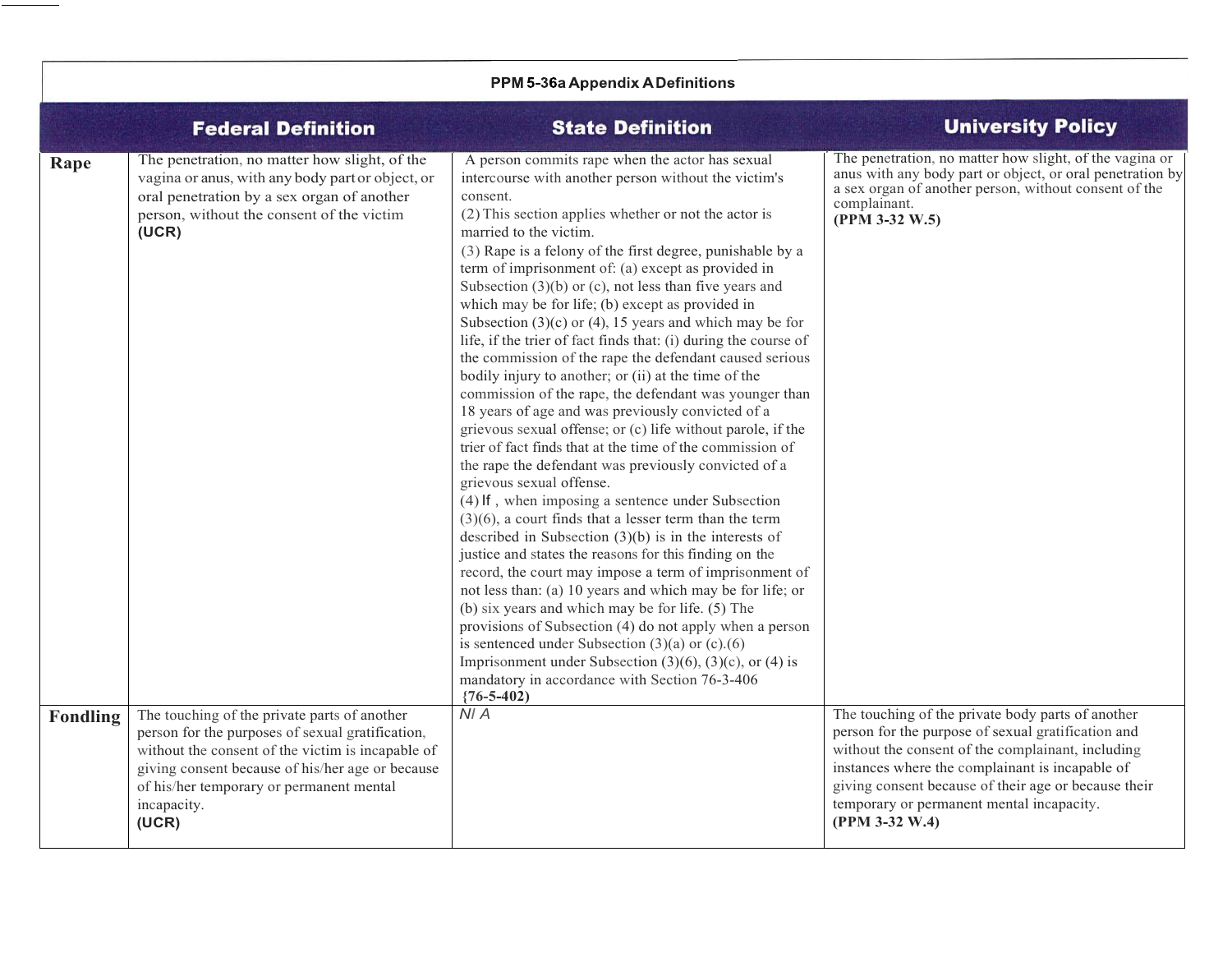**PPM 5-36a Appendix A Definitions**

| | Federal Definition | State Definition | University Policy |
|---|---|---|---|
| **Rape** | The penetration, no matter how slight, of the vagina or anus, with any body part or object, or oral penetration by a sex organ of another person, without the consent of the victim **(UCR)** | A person commits rape when the actor has sexual intercourse with another person without the victim's consent. (2) This section applies whether or not the actor is married to the victim. (3) Rape is a felony of the first degree, punishable by a term of imprisonment of: (a) except as provided in Subsection (3)(b) or (c), not less than five years and which may be for life; (b) except as provided in Subsection (3)(c) or (4), 15 years and which may be for life, if the trier of fact finds that: (i) during the course of the commission of the rape the defendant caused serious bodily injury to another; or (ii) at the time of the commission of the rape, the defendant was younger than 18 years of age and was previously convicted of a grievous sexual offense; or (c) life without parole, if the trier of fact finds that at the time of the commission of the rape the defendant was previously convicted of a grievous sexual offense. (4) If , when imposing a sentence under Subsection (3)(6), a court finds that a lesser term than the term described in Subsection (3)(b) is in the interests of justice and states the reasons for this finding on the record, the court may impose a term of imprisonment of not less than: (a) 10 years and which may be for life; or (b) six years and which may be for life. (5) The provisions of Subsection (4) do not apply when a person is sentenced under Subsection (3)(a) or (c).(6) Imprisonment under Subsection (3)(6), (3)(c), or (4) is mandatory in accordance with Section 76-3-406 **{76-5-402)** | The penetration, no matter how slight, of the vagina or anus with any body part or object, or oral penetration by a sex organ of another person, without consent of the complainant. **(PPM 3-32 W.5)** |
| **Fondling** | The touching of the private parts of another person for the purposes of sexual gratification, without the consent of the victim is incapable of giving consent because of his/her age or because of his/her temporary or permanent mental incapacity. **(UCR)** | *N/ A* | The touching of the private body parts of another person for the purpose of sexual gratification and without the consent of the complainant, including instances where the complainant is incapable of giving consent because of their age or because their temporary or permanent mental incapacity. **(PPM 3-32 W.4)** |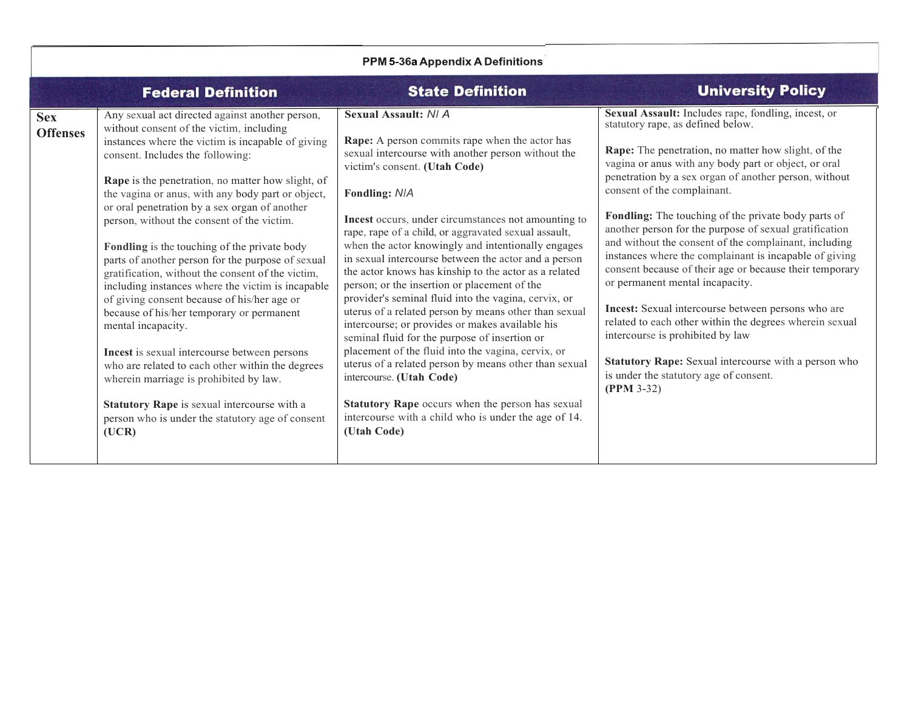| PPM 5-36a Appendix A Definitions | | | |
|---|---|---|---|
| | **Federal Definition** | **State Definition** | **University Policy** |
| **Sex Offenses** | Any sexual act directed against another person, without consent of the victim, including instances where the victim is incapable of giving consent. Includes the following:<br><br>**Rape** is the penetration, no matter how slight, of the vagina or anus, with any body part or object, or oral penetration by a sex organ of another person, without the consent of the victim.<br><br>**Fondling** is the touching of the private body parts of another person for the purpose of sexual gratification, without the consent of the victim, including instances where the victim is incapable of giving consent because of his/her age or because of his/her temporary or permanent mental incapacity.<br><br>**Incest** is sexual intercourse between persons who are related to each other within the degrees wherein marriage is prohibited by law.<br><br>**Statutory Rape** is sexual intercourse with a person who is under the statutory age of consent **(UCR)** | **Sexual Assault:** *N/ A*<br><br>**Rape:** A person commits rape when the actor has sexual intercourse with another person without the victim's consent. **(Utah Code)**<br><br>**Fondling:** *N/A*<br><br>**Incest** occurs, under circumstances not amounting to rape, rape of a child, or aggravated sexual assault, when the actor knowingly and intentionally engages in sexual intercourse between the actor and a person the actor knows has kinship to the actor as a related person; or the insertion or placement of the provider's seminal fluid into the vagina, cervix, or uterus of a related person by means other than sexual intercourse; or provides or makes available his seminal fluid for the purpose of insertion or placement of the fluid into the vagina, cervix, or uterus of a related person by means other than sexual intercourse. **(Utah Code)**<br><br>**Statutory Rape** occurs when the person has sexual intercourse with a child who is under the age of 14. **(Utah Code)** | **Sexual Assault:** Includes rape, fondling, incest, or statutory rape, as defined below.<br><br>**Rape:** The penetration, no matter how slight, of the vagina or anus with any body part or object, or oral penetration by a sex organ of another person, without consent of the complainant.<br><br>**Fondling:** The touching of the private body parts of another person for the purpose of sexual gratification and without the consent of the complainant, including instances where the complainant is incapable of giving consent because of their age or because their temporary or permanent mental incapacity.<br><br>**Incest:** Sexual intercourse between persons who are related to each other within the degrees wherein sexual intercourse is prohibited by law<br><br>**Statutory Rape:** Sexual intercourse with a person who is under the statutory age of consent.<br>**(PPM** 3-32) |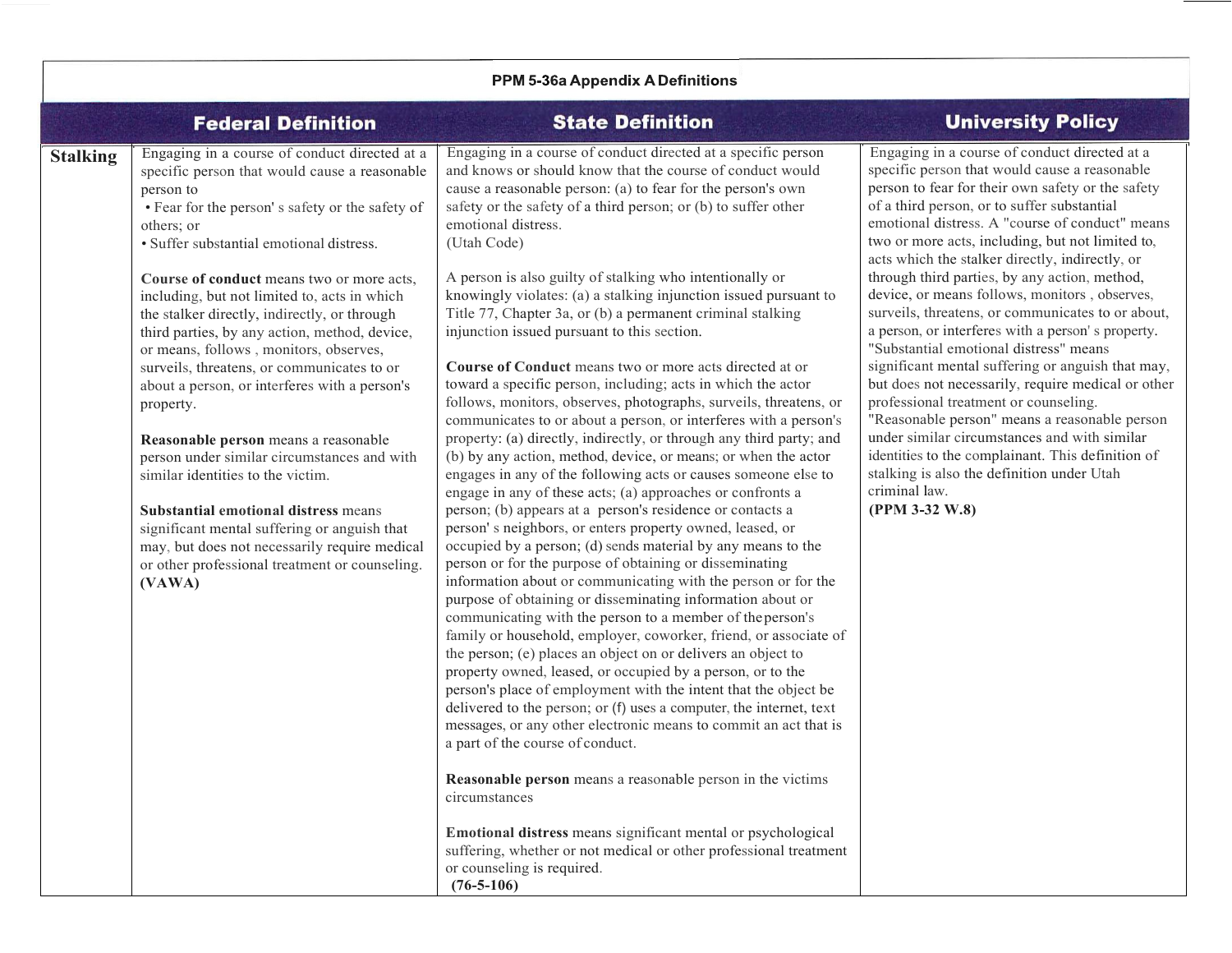**PPM 5-36a Appendix A Definitions**

| | Federal Definition | State Definition | University Policy |
|---|---|---|---|
| **Stalking** | Engaging in a course of conduct directed at a specific person that would cause a reasonable person to<br>• Fear for the person' s safety or the safety of others; or<br>• Suffer substantial emotional distress.<br><br>**Course of conduct** means two or more acts, including, but not limited to, acts in which the stalker directly, indirectly, or through third parties, by any action, method, device, or means, follows , monitors, observes, surveils, threatens, or communicates to or about a person, or interferes with a person's property.<br><br>**Reasonable person** means a reasonable person under similar circumstances and with similar identities to the victim.<br><br>**Substantial emotional distress** means significant mental suffering or anguish that may, but does not necessarily require medical or other professional treatment or counseling.<br>**(VAWA)** | Engaging in a course of conduct directed at a specific person and knows or should know that the course of conduct would cause a reasonable person: (a) to fear for the person's own safety or the safety of a third person; or (b) to suffer other emotional distress.<br>(Utah Code)<br><br>A person is also guilty of stalking who intentionally or knowingly violates: (a) a stalking injunction issued pursuant to Title 77, Chapter 3a, or (b) a permanent criminal stalking injunction issued pursuant to this section.<br><br>**Course of Conduct** means two or more acts directed at or toward a specific person, including; acts in which the actor follows, monitors, observes, photographs, surveils, threatens, or communicates to or about a person, or interferes with a person's property: (a) directly, indirectly, or through any third party; and (b) by any action, method, device, or means; or when the actor engages in any of the following acts or causes someone else to engage in any of these acts; (a) approaches or confronts a person; (b) appears at a person's residence or contacts a person' s neighbors, or enters property owned, leased, or occupied by a person; (d) sends material by any means to the person or for the purpose of obtaining or disseminating information about or communicating with the person or for the purpose of obtaining or disseminating information about or communicating with the person to a member of the person's family or household, employer, coworker, friend, or associate of the person; (e) places an object on or delivers an object to property owned, leased, or occupied by a person, or to the person's place of employment with the intent that the object be delivered to the person; or (f) uses a computer, the internet, text messages, or any other electronic means to commit an act that is a part of the course of conduct.<br><br>**Reasonable person** means a reasonable person in the victims circumstances<br><br>**Emotional distress** means significant mental or psychological suffering, whether or not medical or other professional treatment or counseling is required.<br>**(76-5-106)** | Engaging in a course of conduct directed at a specific person that would cause a reasonable person to fear for their own safety or the safety of a third person, or to suffer substantial emotional distress. A "course of conduct" means two or more acts, including, but not limited to, acts which the stalker directly, indirectly, or through third parties, by any action, method, device, or means follows, monitors , observes, surveils, threatens, or communicates to or about, a person, or interferes with a person' s property. "Substantial emotional distress" means significant mental suffering or anguish that may, but does not necessarily, require medical or other professional treatment or counseling. "Reasonable person" means a reasonable person under similar circumstances and with similar identities to the complainant. This definition of stalking is also the definition under Utah criminal law.<br>**(PPM 3-32 W.8)** |